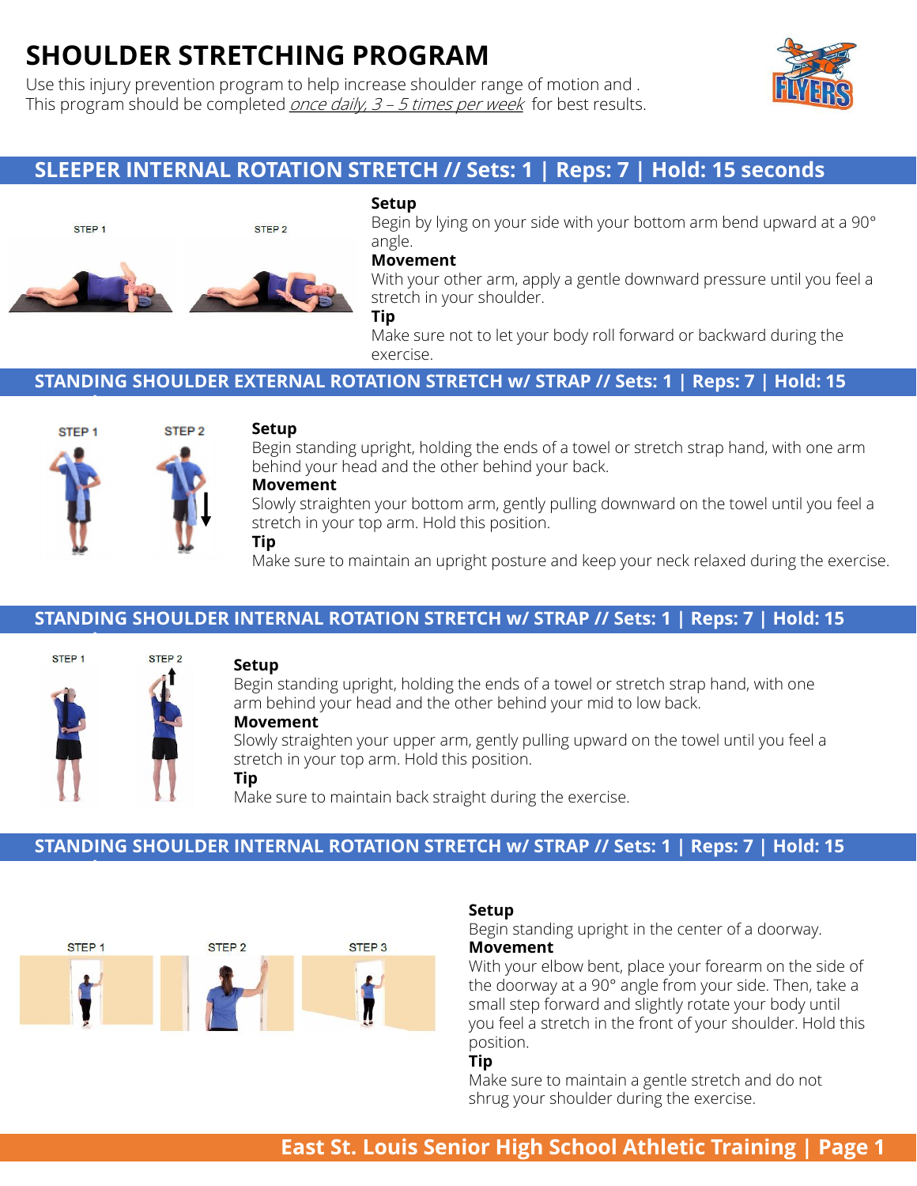# SHOULDER STRETCHING PROGRAM

Use this injury prevention program to help increase shoulder range of motion and .
This program should be completed *once daily, 3 – 5 times per week* for best results.

## SLEEPER INTERNAL ROTATION STRETCH // Sets: 1 | Reps: 7 | Hold: 15 seconds

STEP 1 STEP 2

**Setup**
Begin by lying on your side with your bottom arm bend upward at a 90° angle.

**Movement**
With your other arm, apply a gentle downward pressure until you feel a stretch in your shoulder.

**Tip**
Make sure not to let your body roll forward or backward during the exercise.

## STANDING SHOULDER EXTERNAL ROTATION STRETCH w/ STRAP // Sets: 1 | Reps: 7 | Hold: 15

STEP 1 STEP 2

**Setup**
Begin standing upright, holding the ends of a towel or stretch strap hand, with one arm behind your head and the other behind your back.

**Movement**
Slowly straighten your bottom arm, gently pulling downward on the towel until you feel a stretch in your top arm. Hold this position.

**Tip**
Make sure to maintain an upright posture and keep your neck relaxed during the exercise.

## STANDING SHOULDER INTERNAL ROTATION STRETCH w/ STRAP // Sets: 1 | Reps: 7 | Hold: 15

STEP 1 STEP 2

**Setup**
Begin standing upright, holding the ends of a towel or stretch strap hand, with one arm behind your head and the other behind your mid to low back.

**Movement**
Slowly straighten your upper arm, gently pulling upward on the towel until you feel a stretch in your top arm. Hold this position.

**Tip**
Make sure to maintain back straight during the exercise.

## STANDING SHOULDER INTERNAL ROTATION STRETCH w/ STRAP // Sets: 1 | Reps: 7 | Hold: 15

STEP 1 STEP 2 STEP 3

**Setup**
Begin standing upright in the center of a doorway.

**Movement**
With your elbow bent, place your forearm on the side of the doorway at a 90° angle from your side. Then, take a small step forward and slightly rotate your body until you feel a stretch in the front of your shoulder. Hold this position.

**Tip**
Make sure to maintain a gentle stretch and do not shrug your shoulder during the exercise.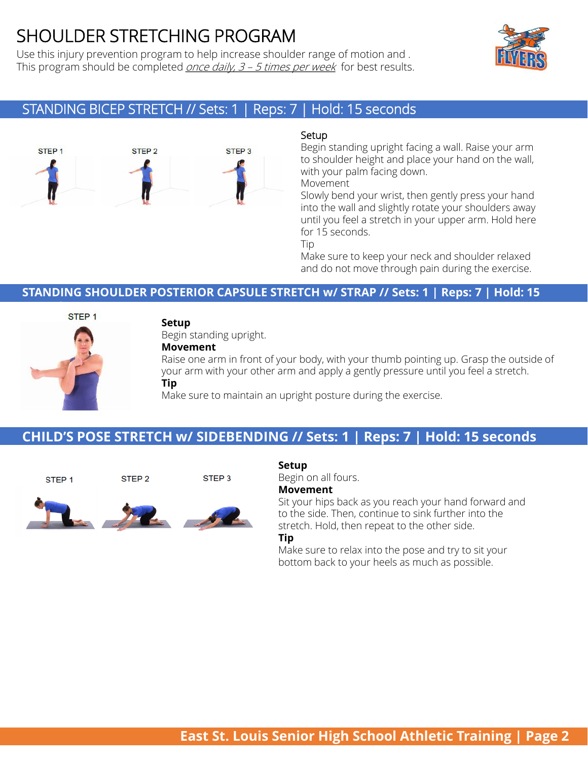# SHOULDER STRETCHING PROGRAM

Use this injury prevention program to help increase shoulder range of motion and .
This program should be completed *once daily, 3 – 5 times per week* for best results.

## STANDING BICEP STRETCH // Sets: 1 | Reps: 7 | Hold: 15 seconds

STEP 1 STEP 2 STEP 3

Setup
Begin standing upright facing a wall. Raise your arm to shoulder height and place your hand on the wall, with your palm facing down.
Movement
Slowly bend your wrist, then gently press your hand into the wall and slightly rotate your shoulders away until you feel a stretch in your upper arm. Hold here for 15 seconds.
Tip
Make sure to keep your neck and shoulder relaxed and do not move through pain during the exercise.

## STANDING SHOULDER POSTERIOR CAPSULE STRETCH w/ STRAP // Sets: 1 | Reps: 7 | Hold: 15

STEP 1

**Setup**
Begin standing upright.
**Movement**
Raise one arm in front of your body, with your thumb pointing up. Grasp the outside of your arm with your other arm and apply a gently pressure until you feel a stretch.
**Tip**
Make sure to maintain an upright posture during the exercise.

## CHILD'S POSE STRETCH w/ SIDEBENDING // Sets: 1 | Reps: 7 | Hold: 15 seconds

STEP 1 STEP 2 STEP 3

**Setup**
Begin on all fours.
**Movement**
Sit your hips back as you reach your hand forward and to the side. Then, continue to sink further into the stretch. Hold, then repeat to the other side.
**Tip**
Make sure to relax into the pose and try to sit your bottom back to your heels as much as possible.